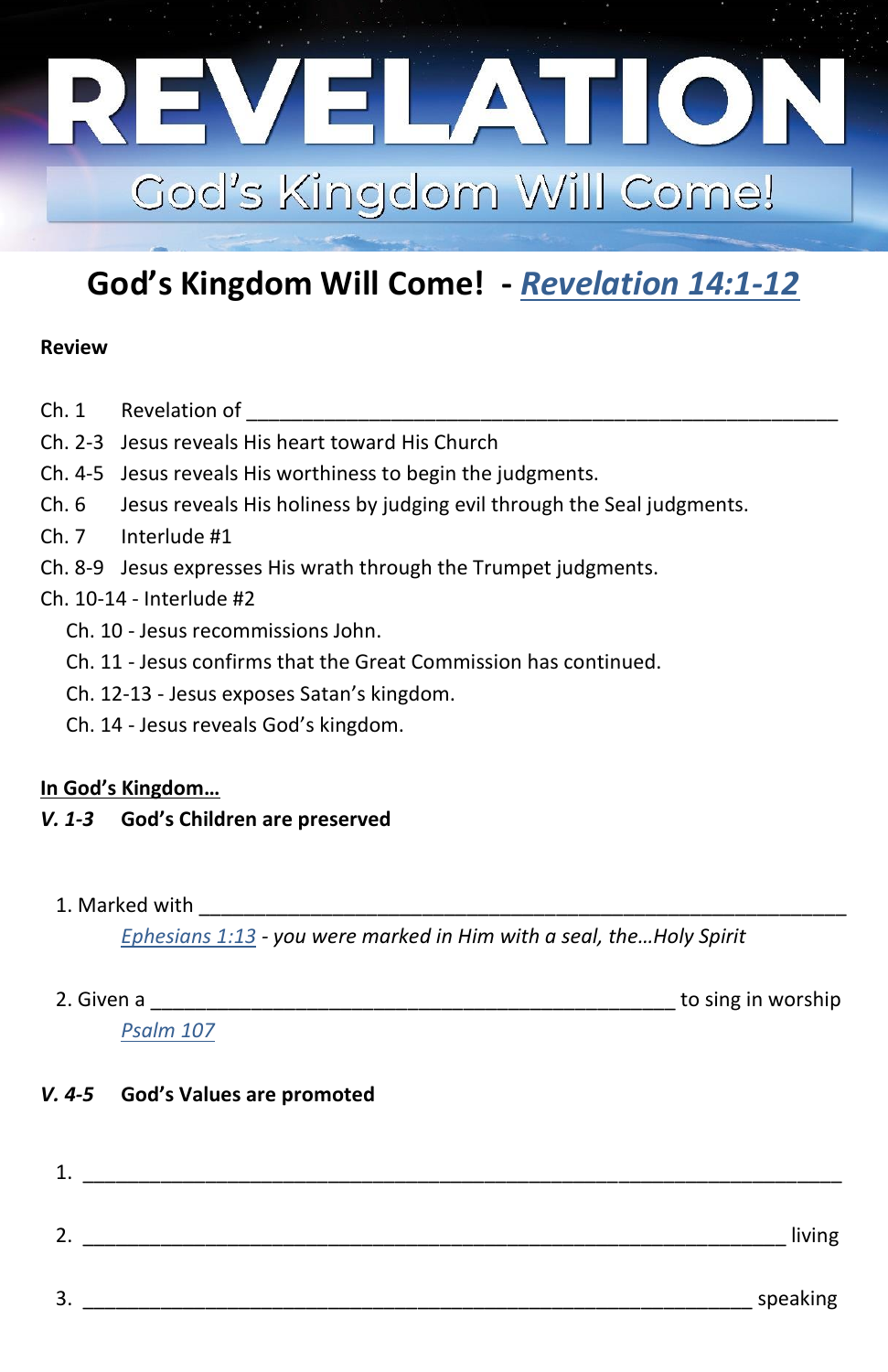# REVELATION

## God's Kingdom Will Come!

# God's Kingdom Will Come! - *Revelation 14:1-12*

**Review**

Ch. 1 Revelation of ____________________________________________________

Ch. 2-3 Jesus reveals His heart toward His Church

Ch. 4-5 Jesus reveals His worthiness to begin the judgments.

Ch. 6 Jesus reveals His holiness by judging evil through the Seal judgments.

Ch. 7 Interlude #1

Ch. 8-9 Jesus expresses His wrath through the Trumpet judgments.

Ch. 10-14 - Interlude #2

- Ch. 10 - Jesus recommissions John.
- Ch. 11 - Jesus confirms that the Great Commission has continued.
- Ch. 12-13 - Jesus exposes Satan's kingdom.
- Ch. 14 - Jesus reveals God's kingdom.

**In God's Kingdom…**

***V. 1-3*** **God's Children are preserved**

1. Marked with ____________________________________________________

   *Ephesians 1:13 - you were marked in Him with a seal, the…Holy Spirit*

2. Given a ____________________________________________ to sing in worship

   *Psalm 107*

***V. 4-5*** **God's Values are promoted**

1. ____________________________________________________________
2. ____________________________________________________________ living
3. __________________________________________________________ speaking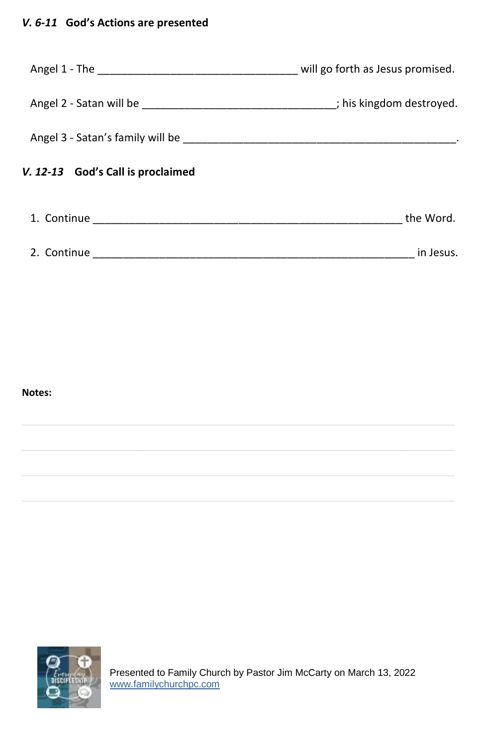***V. 6-11*** **God's Actions are presented**

Angel 1 - The ________________________________ will go forth as Jesus promised.

Angel 2 - Satan will be _______________________________; his kingdom destroyed.

Angel 3 - Satan's family will be _____________________________________________.

***V. 12-13*** **God's Call is proclaimed**

1. Continue __________________________________________________ the Word.

2. Continue ____________________________________________________ in Jesus.

**Notes:**

Presented to Family Church by Pastor Jim McCarty on March 13, 2022
www.familychurchpc.com